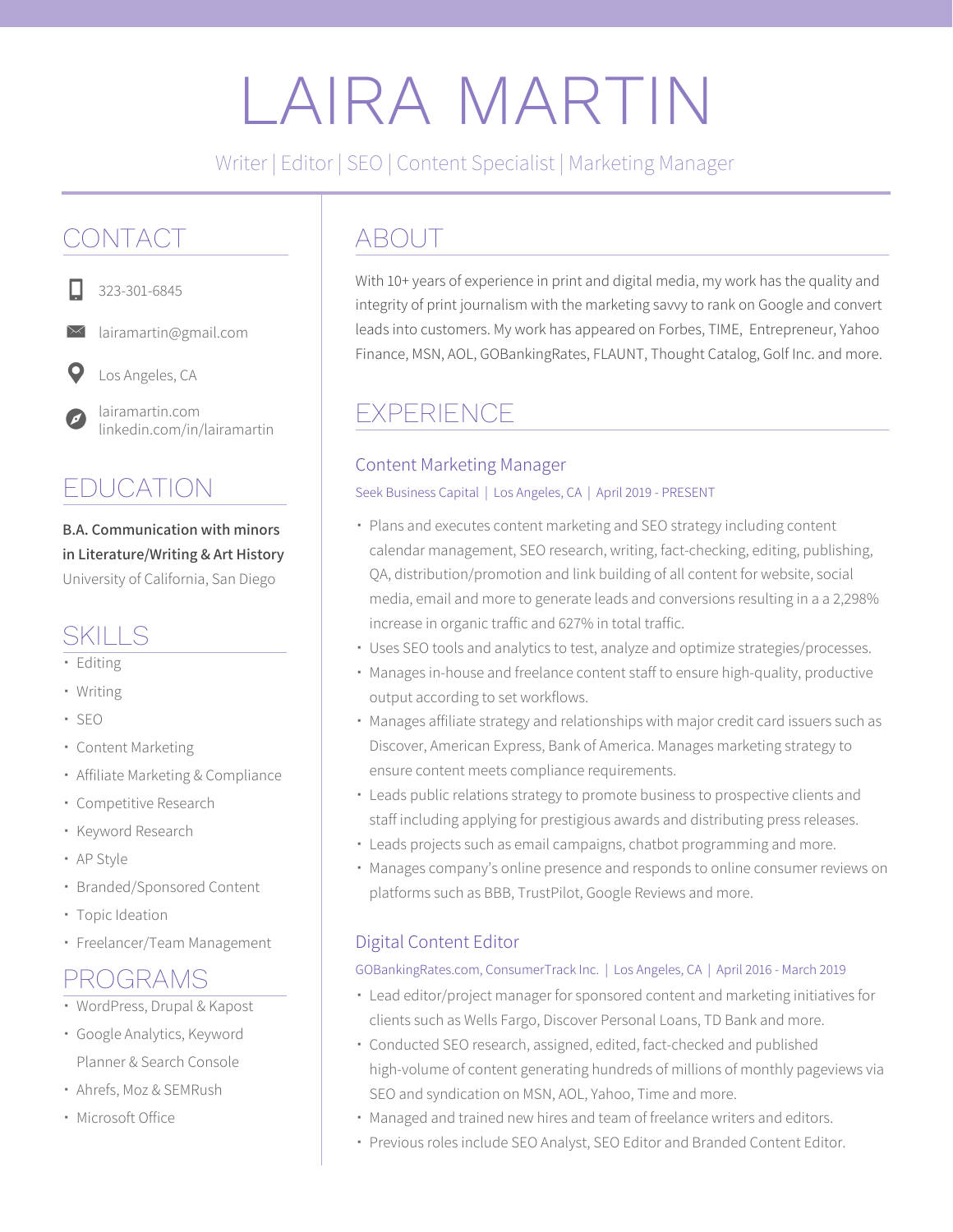# LAIRA MARTIN

Writer | Editor | SEO | Content Specialist | Marketing Manager

## CONTACT

323-301-6845

lairamartin@gmail.com

Los Angeles, CA

lairamartin.com
linkedin.com/in/lairamartin

## EDUCATION

**B.A. Communication with minors in Literature/Writing & Art History**
University of California, San Diego

## SKILLS

- Editing
- Writing
- SEO
- Content Marketing
- Affiliate Marketing & Compliance
- Competitive Research
- Keyword Research
- AP Style
- Branded/Sponsored Content
- Topic Ideation
- Freelancer/Team Management

## PROGRAMS

- WordPress, Drupal & Kapost
- Google Analytics, Keyword Planner & Search Console
- Ahrefs, Moz & SEMRush
- Microsoft Office

## ABOUT

With 10+ years of experience in print and digital media, my work has the quality and integrity of print journalism with the marketing savvy to rank on Google and convert leads into customers. My work has appeared on Forbes, TIME, Entrepreneur, Yahoo Finance, MSN, AOL, GOBankingRates, FLAUNT, Thought Catalog, Golf Inc. and more.

## EXPERIENCE

### Content Marketing Manager

Seek Business Capital | Los Angeles, CA | April 2019 - PRESENT

- Plans and executes content marketing and SEO strategy including content calendar management, SEO research, writing, fact-checking, editing, publishing, QA, distribution/promotion and link building of all content for website, social media, email and more to generate leads and conversions resulting in a a 2,298% increase in organic traffic and 627% in total traffic.
- Uses SEO tools and analytics to test, analyze and optimize strategies/processes.
- Manages in-house and freelance content staff to ensure high-quality, productive output according to set workflows.
- Manages affiliate strategy and relationships with major credit card issuers such as Discover, American Express, Bank of America. Manages marketing strategy to ensure content meets compliance requirements.
- Leads public relations strategy to promote business to prospective clients and staff including applying for prestigious awards and distributing press releases.
- Leads projects such as email campaigns, chatbot programming and more.
- Manages company's online presence and responds to online consumer reviews on platforms such as BBB, TrustPilot, Google Reviews and more.

### Digital Content Editor

GOBankingRates.com, ConsumerTrack Inc. | Los Angeles, CA | April 2016 - March 2019

- Lead editor/project manager for sponsored content and marketing initiatives for clients such as Wells Fargo, Discover Personal Loans, TD Bank and more.
- Conducted SEO research, assigned, edited, fact-checked and published high-volume of content generating hundreds of millions of monthly pageviews via SEO and syndication on MSN, AOL, Yahoo, Time and more.
- Managed and trained new hires and team of freelance writers and editors.
- Previous roles include SEO Analyst, SEO Editor and Branded Content Editor.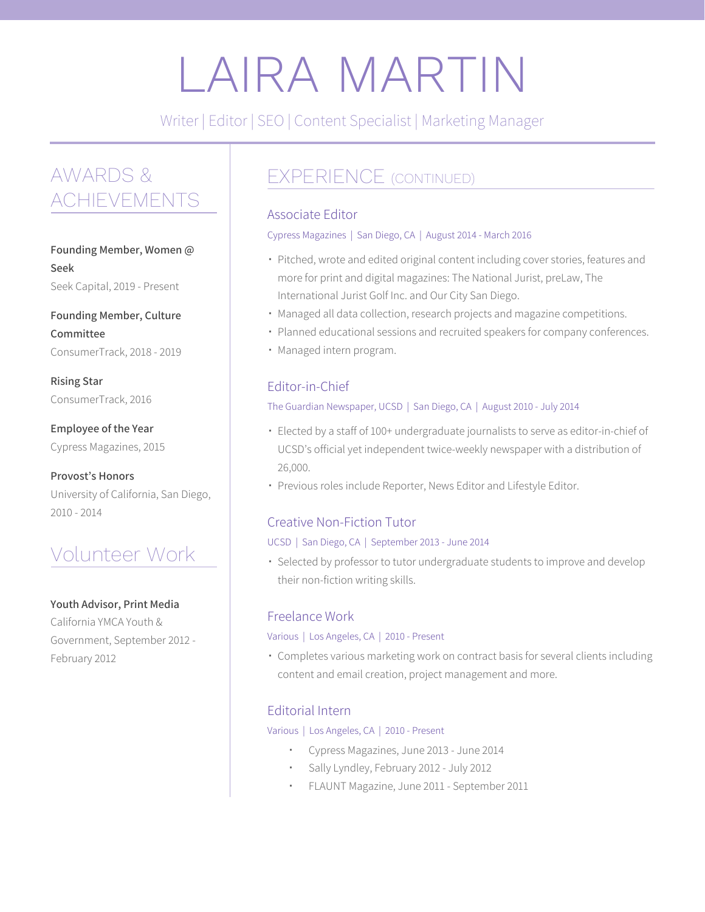# LAIRA MARTIN

Writer | Editor | SEO | Content Specialist | Marketing Manager

## AWARDS & ACHIEVEMENTS

**Founding Member, Women @ Seek**
Seek Capital, 2019 - Present

**Founding Member, Culture Committee**
ConsumerTrack, 2018 - 2019

**Rising Star**
ConsumerTrack, 2016

**Employee of the Year**
Cypress Magazines, 2015

**Provost's Honors**
University of California, San Diego, 2010 - 2014

## Volunteer Work

**Youth Advisor, Print Media**
California YMCA Youth & Government, September 2012 - February 2012

## EXPERIENCE (CONTINUED)

### Associate Editor

Cypress Magazines | San Diego, CA | August 2014 - March 2016

- Pitched, wrote and edited original content including cover stories, features and more for print and digital magazines: The National Jurist, preLaw, The International Jurist Golf Inc. and Our City San Diego.
- Managed all data collection, research projects and magazine competitions.
- Planned educational sessions and recruited speakers for company conferences.
- Managed intern program.

### Editor-in-Chief

The Guardian Newspaper, UCSD | San Diego, CA | August 2010 - July 2014

- Elected by a staff of 100+ undergraduate journalists to serve as editor-in-chief of UCSD's official yet independent twice-weekly newspaper with a distribution of 26,000.
- Previous roles include Reporter, News Editor and Lifestyle Editor.

### Creative Non-Fiction Tutor

UCSD | San Diego, CA | September 2013 - June 2014

- Selected by professor to tutor undergraduate students to improve and develop their non-fiction writing skills.

### Freelance Work

Various | Los Angeles, CA | 2010 - Present

- Completes various marketing work on contract basis for several clients including content and email creation, project management and more.

### Editorial Intern

Various | Los Angeles, CA | 2010 - Present

- Cypress Magazines, June 2013 - June 2014
- Sally Lyndley, February 2012 - July 2012
- FLAUNT Magazine, June 2011 - September 2011